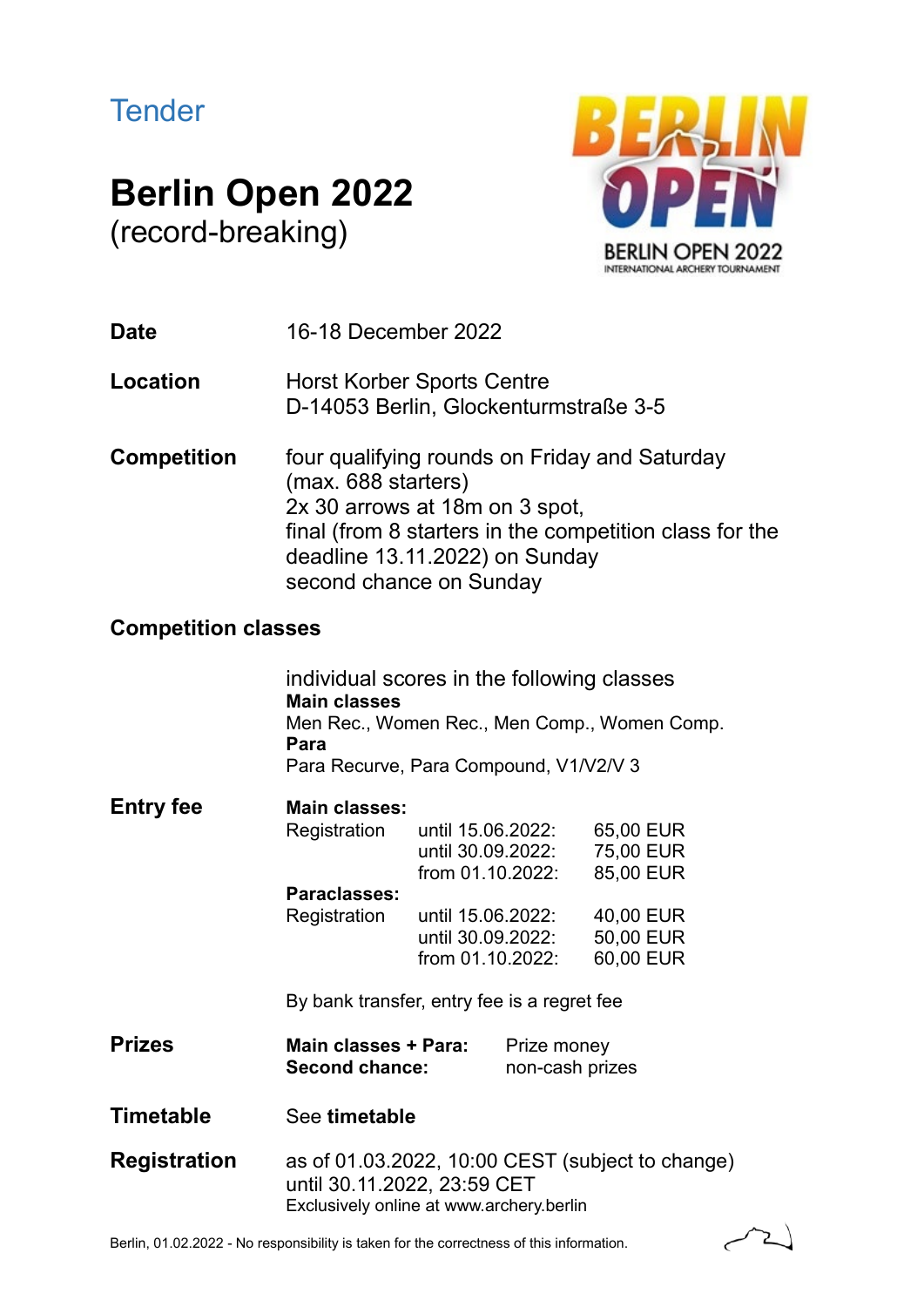Tender

# Berlin Open 2022

(record-breaking)

BERLIN OPEN

BERLIN OPEN 2022
INTERNATIONAL ARCHERY TOURNAMENT

**Date** 16-18 December 2022

**Location** Horst Korber Sports Centre
D-14053 Berlin, Glockenturmstraße 3-5

**Competition** four qualifying rounds on Friday and Saturday (max. 688 starters)
2x 30 arrows at 18m on 3 spot,
final (from 8 starters in the competition class for the deadline 13.11.2022) on Sunday
second chance on Sunday

**Competition classes**

individual scores in the following classes
**Main classes**
Men Rec., Women Rec., Men Comp., Women Comp.
**Para**
Para Recurve, Para Compound, V1/V2/V 3

**Entry fee**

| | | |
|---|---|---|
| **Main classes:** | | |
| Registration | until 15.06.2022: | 65,00 EUR |
| | until 30.09.2022: | 75,00 EUR |
| | from 01.10.2022: | 85,00 EUR |
| **Paraclasses:** | | |
| Registration | until 15.06.2022: | 40,00 EUR |
| | until 30.09.2022: | 50,00 EUR |
| | from 01.10.2022: | 60,00 EUR |

By bank transfer, entry fee is a regret fee

**Prizes**

| | |
|---|---|
| **Main classes + Para:** | Prize money |
| **Second chance:** | non-cash prizes |

**Timetable** See **timetable**

**Registration** as of 01.03.2022, 10:00 CEST (subject to change)
until 30.11.2022, 23:59 CET
Exclusively online at www.archery.berlin

Berlin, 01.02.2022 - No responsibility is taken for the correctness of this information.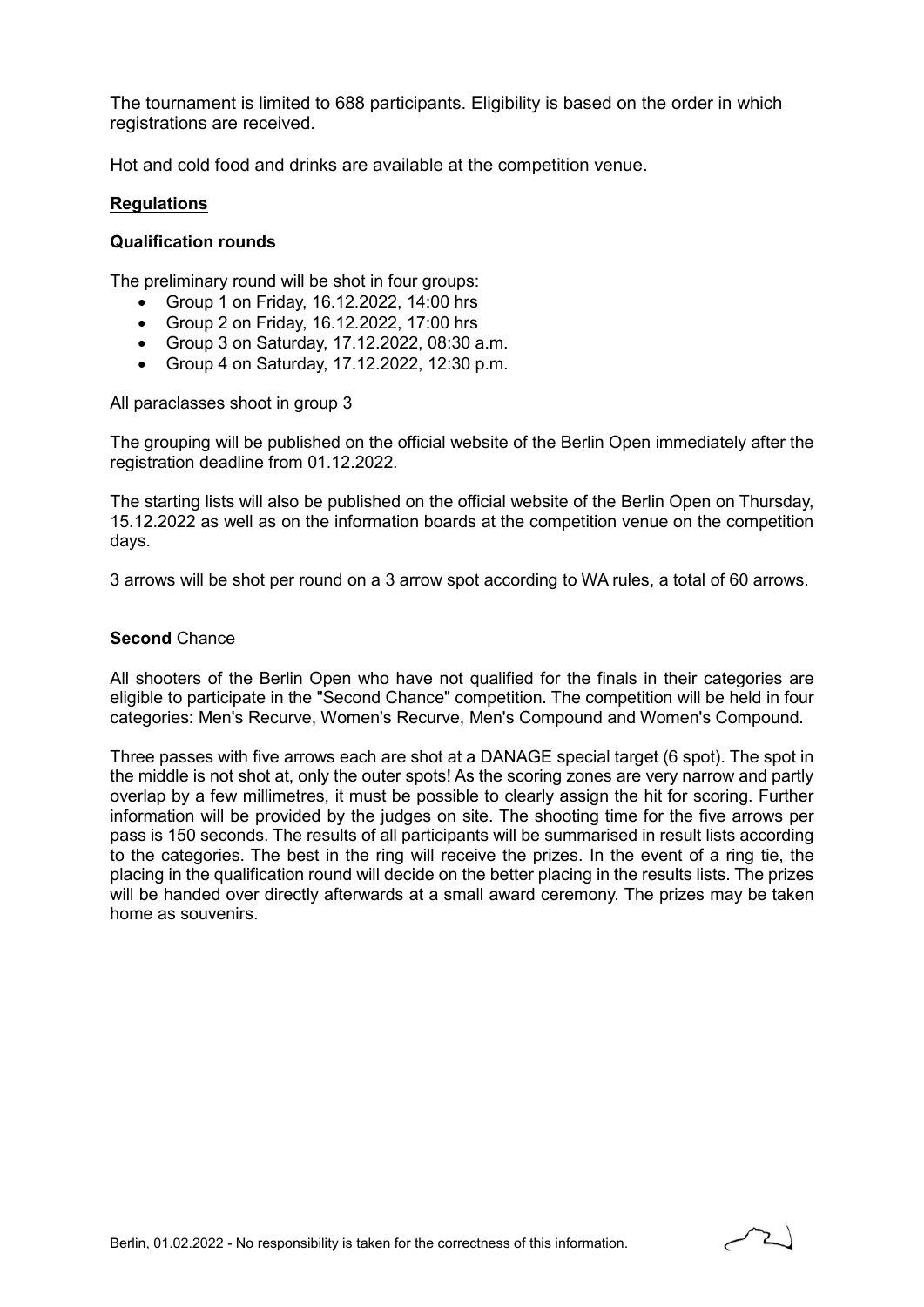The tournament is limited to 688 participants. Eligibility is based on the order in which registrations are received.

Hot and cold food and drinks are available at the competition venue.

## **Regulations**

### Qualification rounds

The preliminary round will be shot in four groups:

- Group 1 on Friday, 16.12.2022, 14:00 hrs
- Group 2 on Friday, 16.12.2022, 17:00 hrs
- Group 3 on Saturday, 17.12.2022, 08:30 a.m.
- Group 4 on Saturday, 17.12.2022, 12:30 p.m.

All paraclasses shoot in group 3

The grouping will be published on the official website of the Berlin Open immediately after the registration deadline from 01.12.2022.

The starting lists will also be published on the official website of the Berlin Open on Thursday, 15.12.2022 as well as on the information boards at the competition venue on the competition days.

3 arrows will be shot per round on a 3 arrow spot according to WA rules, a total of 60 arrows.

### **Second** Chance

All shooters of the Berlin Open who have not qualified for the finals in their categories are eligible to participate in the "Second Chance" competition. The competition will be held in four categories: Men's Recurve, Women's Recurve, Men's Compound and Women's Compound.

Three passes with five arrows each are shot at a DANAGE special target (6 spot). The spot in the middle is not shot at, only the outer spots! As the scoring zones are very narrow and partly overlap by a few millimetres, it must be possible to clearly assign the hit for scoring. Further information will be provided by the judges on site. The shooting time for the five arrows per pass is 150 seconds. The results of all participants will be summarised in result lists according to the categories. The best in the ring will receive the prizes. In the event of a ring tie, the placing in the qualification round will decide on the better placing in the results lists. The prizes will be handed over directly afterwards at a small award ceremony. The prizes may be taken home as souvenirs.

Berlin, 01.02.2022 - No responsibility is taken for the correctness of this information.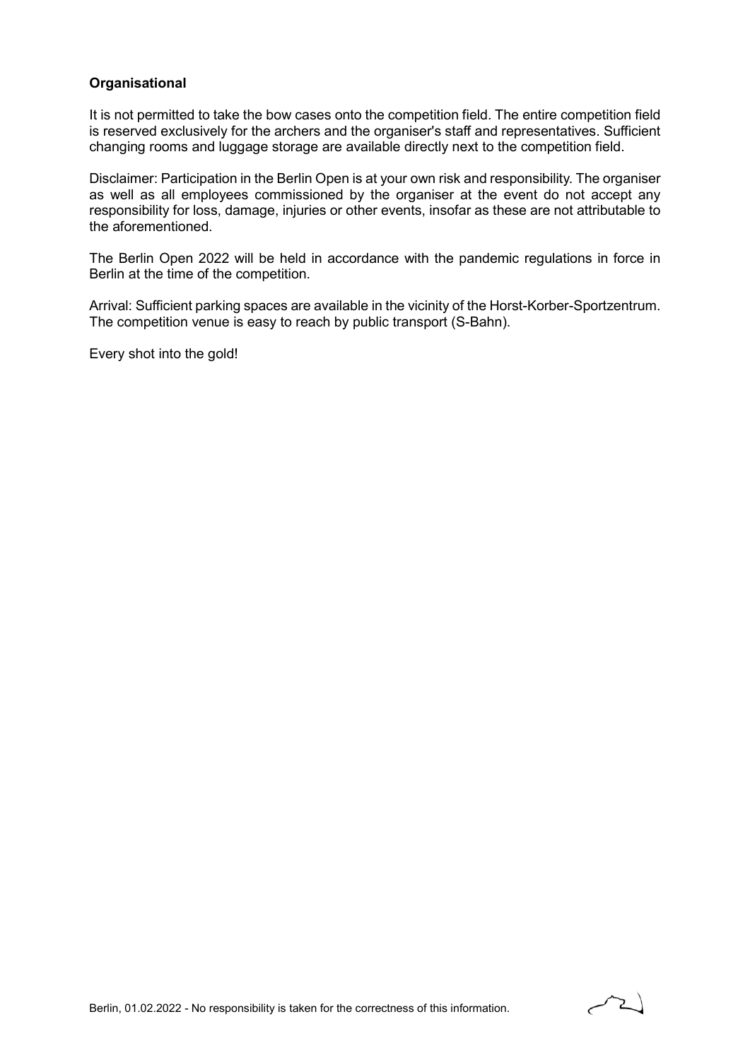**Organisational**

It is not permitted to take the bow cases onto the competition field. The entire competition field is reserved exclusively for the archers and the organiser's staff and representatives. Sufficient changing rooms and luggage storage are available directly next to the competition field.

Disclaimer: Participation in the Berlin Open is at your own risk and responsibility. The organiser as well as all employees commissioned by the organiser at the event do not accept any responsibility for loss, damage, injuries or other events, insofar as these are not attributable to the aforementioned.

The Berlin Open 2022 will be held in accordance with the pandemic regulations in force in Berlin at the time of the competition.

Arrival: Sufficient parking spaces are available in the vicinity of the Horst-Korber-Sportzentrum. The competition venue is easy to reach by public transport (S-Bahn).

Every shot into the gold!